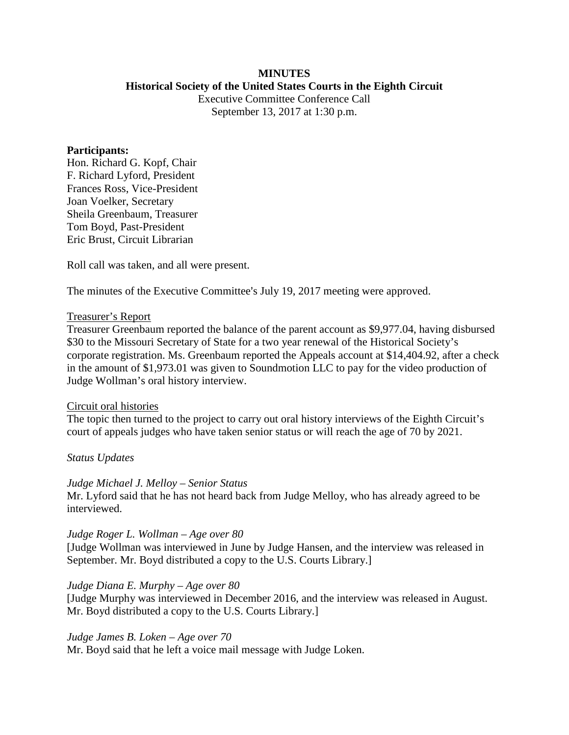**MINUTES**
**Historical Society of the United States Courts in the Eighth Circuit**
Executive Committee Conference Call
September 13, 2017 at 1:30 p.m.

**Participants:**
Hon. Richard G. Kopf, Chair
F. Richard Lyford, President
Frances Ross, Vice-President
Joan Voelker, Secretary
Sheila Greenbaum, Treasurer
Tom Boyd, Past-President
Eric Brust, Circuit Librarian

Roll call was taken, and all were present.

The minutes of the Executive Committee's July 19, 2017 meeting were approved.

Treasurer's Report

Treasurer Greenbaum reported the balance of the parent account as $9,977.04, having disbursed $30 to the Missouri Secretary of State for a two year renewal of the Historical Society's corporate registration. Ms. Greenbaum reported the Appeals account at $14,404.92, after a check in the amount of $1,973.01 was given to Soundmotion LLC to pay for the video production of Judge Wollman's oral history interview.

Circuit oral histories

The topic then turned to the project to carry out oral history interviews of the Eighth Circuit's court of appeals judges who have taken senior status or will reach the age of 70 by 2021.

*Status Updates*

*Judge Michael J. Melloy – Senior Status*
Mr. Lyford said that he has not heard back from Judge Melloy, who has already agreed to be interviewed.

*Judge Roger L. Wollman – Age over 80*
[Judge Wollman was interviewed in June by Judge Hansen, and the interview was released in September. Mr. Boyd distributed a copy to the U.S. Courts Library.]

*Judge Diana E. Murphy – Age over 80*
[Judge Murphy was interviewed in December 2016, and the interview was released in August. Mr. Boyd distributed a copy to the U.S. Courts Library.]

*Judge James B. Loken – Age over 70*
Mr. Boyd said that he left a voice mail message with Judge Loken.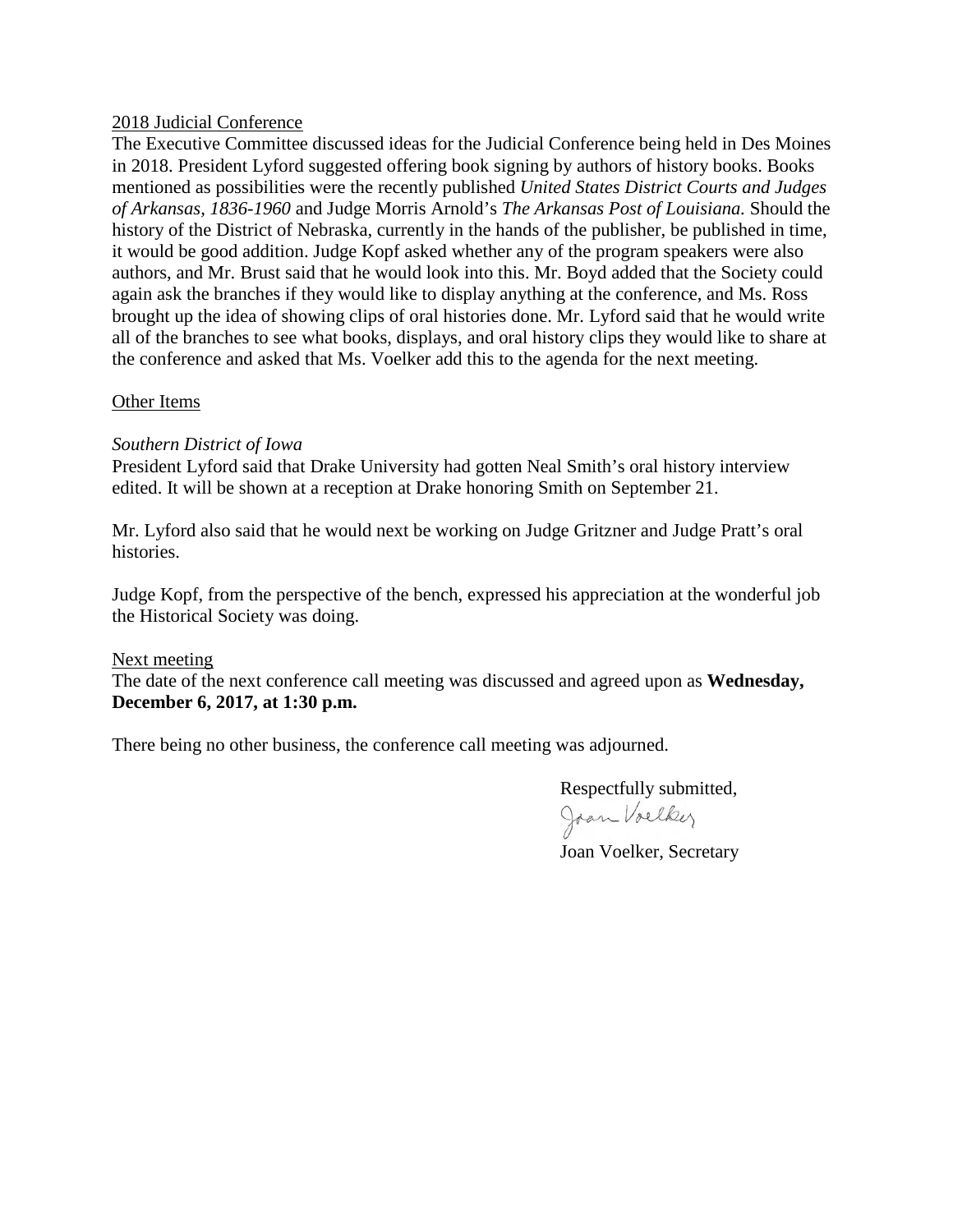2018 Judicial Conference

The Executive Committee discussed ideas for the Judicial Conference being held in Des Moines in 2018. President Lyford suggested offering book signing by authors of history books. Books mentioned as possibilities were the recently published *United States District Courts and Judges of Arkansas, 1836-1960* and Judge Morris Arnold's *The Arkansas Post of Louisiana.* Should the history of the District of Nebraska, currently in the hands of the publisher, be published in time, it would be good addition. Judge Kopf asked whether any of the program speakers were also authors, and Mr. Brust said that he would look into this. Mr. Boyd added that the Society could again ask the branches if they would like to display anything at the conference, and Ms. Ross brought up the idea of showing clips of oral histories done. Mr. Lyford said that he would write all of the branches to see what books, displays, and oral history clips they would like to share at the conference and asked that Ms. Voelker add this to the agenda for the next meeting.

Other Items

*Southern District of Iowa*

President Lyford said that Drake University had gotten Neal Smith's oral history interview edited. It will be shown at a reception at Drake honoring Smith on September 21.

Mr. Lyford also said that he would next be working on Judge Gritzner and Judge Pratt's oral histories.

Judge Kopf, from the perspective of the bench, expressed his appreciation at the wonderful job the Historical Society was doing.

Next meeting

The date of the next conference call meeting was discussed and agreed upon as **Wednesday, December 6, 2017, at 1:30 p.m.**

There being no other business, the conference call meeting was adjourned.

Respectfully submitted,

Joan Voelker

Joan Voelker, Secretary